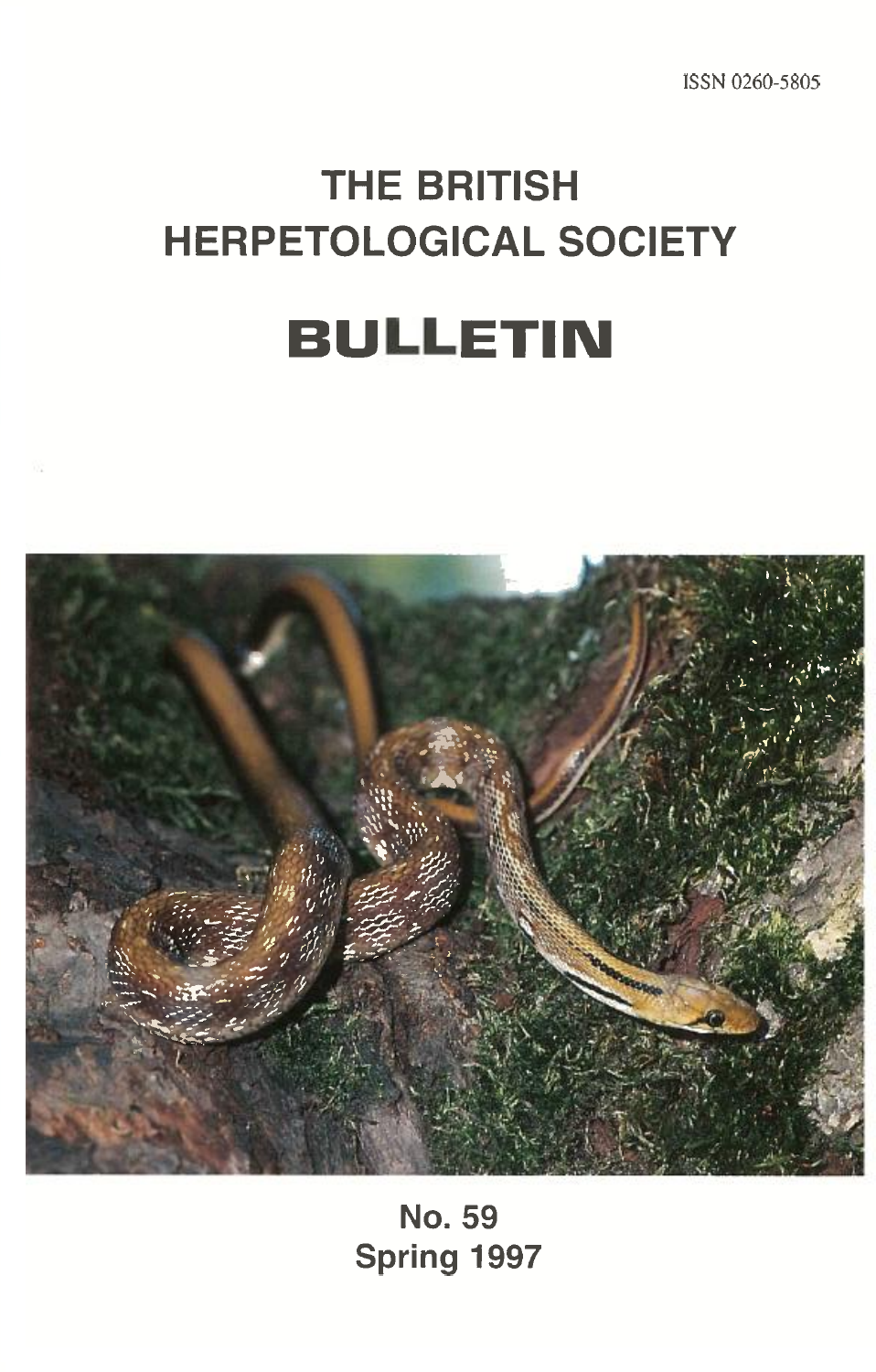ISSN 0260-5805

# THE BRITISH HERPETOLOGICAL SOCIETY

# BULLETIN

**No. 59**
**Spring 1997**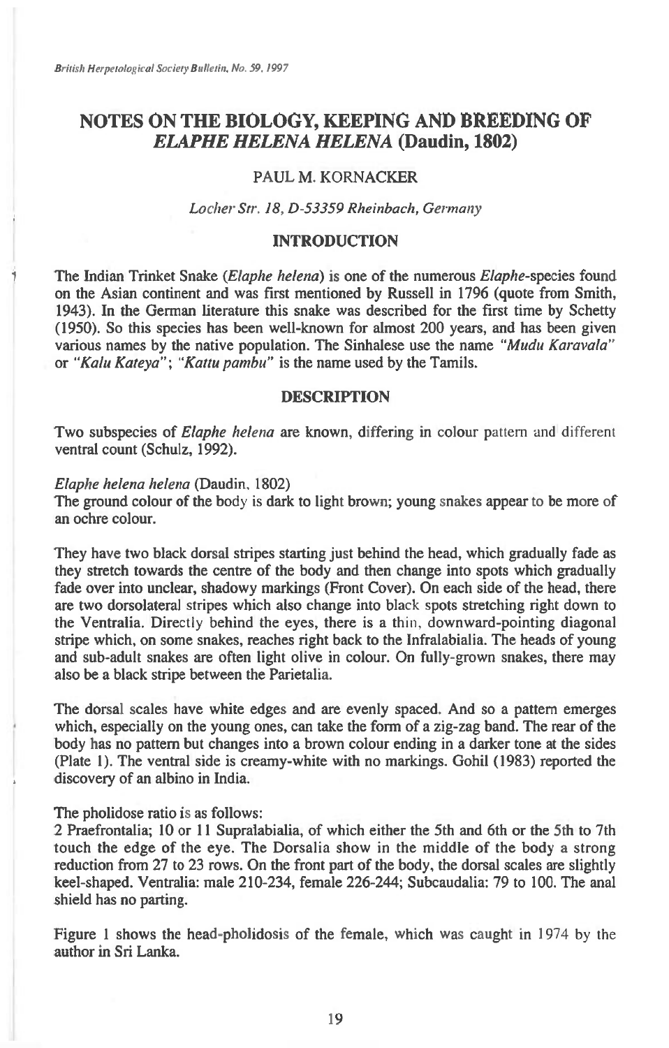# NOTES ON THE BIOLOGY, KEEPING AND BREEDING OF *ELAPHE HELENA HELENA* (Daudin, 1802)

PAUL M. KORNACKER

*Locher Str. 18, D-53359 Rheinbach, Germany*

## INTRODUCTION

The Indian Trinket Snake (*Elaphe helena*) is one of the numerous *Elaphe*-species found on the Asian continent and was first mentioned by Russell in 1796 (quote from Smith, 1943). In the German literature this snake was described for the first time by Schetty (1950). So this species has been well-known for almost 200 years, and has been given various names by the native population. The Sinhalese use the name *"Mudu Karavala"* or *"Kalu Kateya"*; *"Kattu pambu"* is the name used by the Tamils.

## DESCRIPTION

Two subspecies of *Elaphe helena* are known, differing in colour pattern and different ventral count (Schulz, 1992).

*Elaphe helena helena* (Daudin, 1802)
The ground colour of the body is dark to light brown; young snakes appear to be more of an ochre colour.

They have two black dorsal stripes starting just behind the head, which gradually fade as they stretch towards the centre of the body and then change into spots which gradually fade over into unclear, shadowy markings (Front Cover). On each side of the head, there are two dorsolateral stripes which also change into black spots stretching right down to the Ventralia. Directly behind the eyes, there is a thin, downward-pointing diagonal stripe which, on some snakes, reaches right back to the Infralabialia. The heads of young and sub-adult snakes are often light olive in colour. On fully-grown snakes, there may also be a black stripe between the Parietalia.

The dorsal scales have white edges and are evenly spaced. And so a pattern emerges which, especially on the young ones, can take the form of a zig-zag band. The rear of the body has no pattern but changes into a brown colour ending in a darker tone at the sides (Plate 1). The ventral side is creamy-white with no markings. Gohil (1983) reported the discovery of an albino in India.

The pholidose ratio is as follows:
2 Praefrontalia; 10 or 11 Supralabialia, of which either the 5th and 6th or the 5th to 7th touch the edge of the eye. The Dorsalia show in the middle of the body a strong reduction from 27 to 23 rows. On the front part of the body, the dorsal scales are slightly keel-shaped. Ventralia: male 210-234, female 226-244; Subcaudalia: 79 to 100. The anal shield has no parting.

Figure 1 shows the head-pholidosis of the female, which was caught in 1974 by the author in Sri Lanka.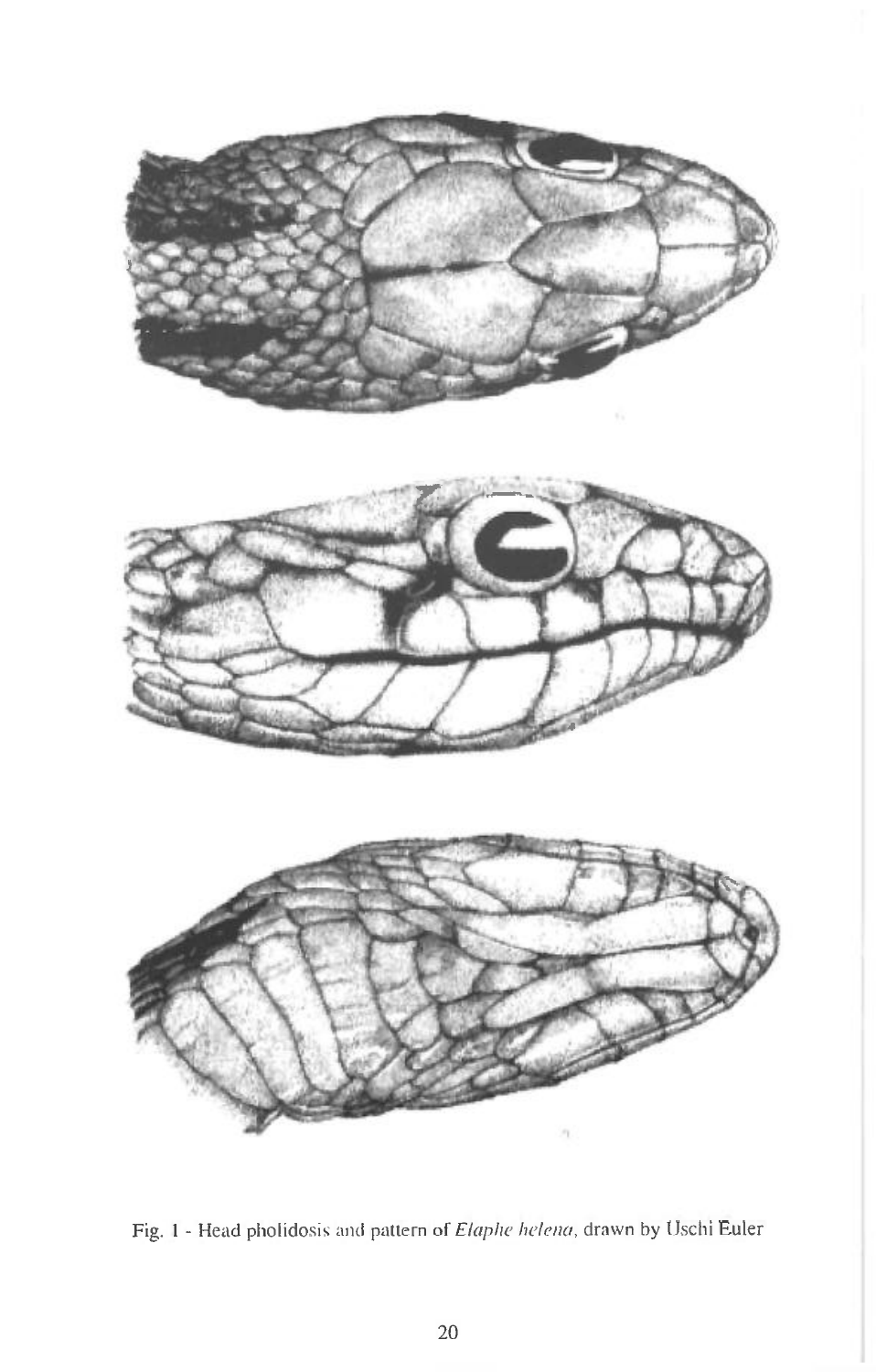Fig. 1 - Head pholidosis and pattern of *Elaphe helena*, drawn by Uschi Euler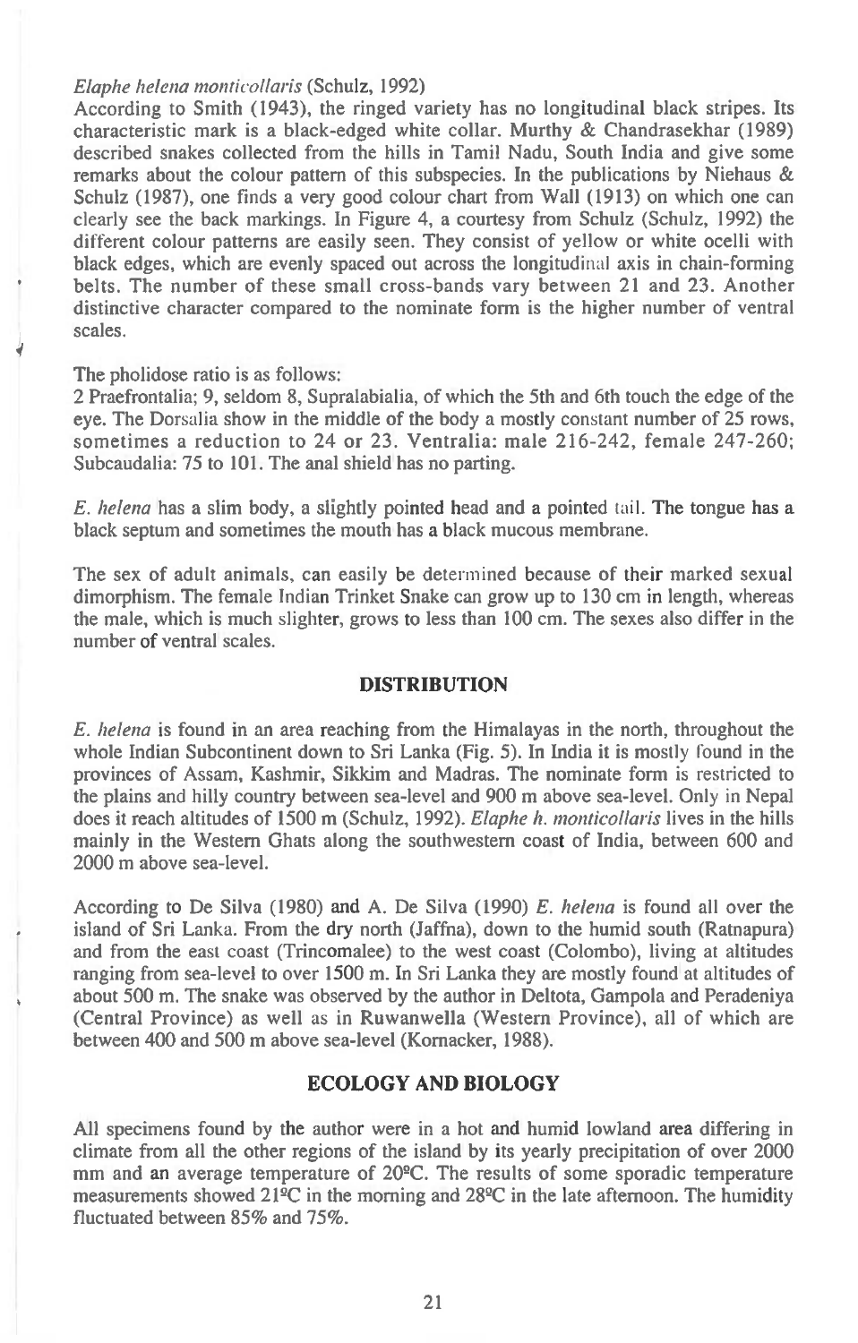*Elaphe helena monticollaris* (Schulz, 1992)

According to Smith (1943), the ringed variety has no longitudinal black stripes. Its characteristic mark is a black-edged white collar. Murthy & Chandrasekhar (1989) described snakes collected from the hills in Tamil Nadu, South India and give some remarks about the colour pattern of this subspecies. In the publications by Niehaus & Schulz (1987), one finds a very good colour chart from Wall (1913) on which one can clearly see the back markings. In Figure 4, a courtesy from Schulz (Schulz, 1992) the different colour patterns are easily seen. They consist of yellow or white ocelli with black edges, which are evenly spaced out across the longitudinal axis in chain-forming belts. The number of these small cross-bands vary between 21 and 23. Another distinctive character compared to the nominate form is the higher number of ventral scales.

The pholidose ratio is as follows:
2 Praefrontalia; 9, seldom 8, Supralabialia, of which the 5th and 6th touch the edge of the eye. The Dorsalia show in the middle of the body a mostly constant number of 25 rows, sometimes a reduction to 24 or 23. Ventralia: male 216-242, female 247-260; Subcaudalia: 75 to 101. The anal shield has no parting.

*E. helena* has a slim body, a slightly pointed head and a pointed tail. The tongue has a black septum and sometimes the mouth has a black mucous membrane.

The sex of adult animals, can easily be determined because of their marked sexual dimorphism. The female Indian Trinket Snake can grow up to 130 cm in length, whereas the male, which is much slighter, grows to less than 100 cm. The sexes also differ in the number of ventral scales.

## DISTRIBUTION

*E. helena* is found in an area reaching from the Himalayas in the north, throughout the whole Indian Subcontinent down to Sri Lanka (Fig. 5). In India it is mostly found in the provinces of Assam, Kashmir, Sikkim and Madras. The nominate form is restricted to the plains and hilly country between sea-level and 900 m above sea-level. Only in Nepal does it reach altitudes of 1500 m (Schulz, 1992). *Elaphe h. monticollaris* lives in the hills mainly in the Western Ghats along the southwestern coast of India, between 600 and 2000 m above sea-level.

According to De Silva (1980) and A. De Silva (1990) *E. helena* is found all over the island of Sri Lanka. From the dry north (Jaffna), down to the humid south (Ratnapura) and from the east coast (Trincomalee) to the west coast (Colombo), living at altitudes ranging from sea-level to over 1500 m. In Sri Lanka they are mostly found at altitudes of about 500 m. The snake was observed by the author in Deltota, Gampola and Peradeniya (Central Province) as well as in Ruwanwella (Western Province), all of which are between 400 and 500 m above sea-level (Kornacker, 1988).

## ECOLOGY AND BIOLOGY

All specimens found by the author were in a hot and humid lowland area differing in climate from all the other regions of the island by its yearly precipitation of over 2000 mm and an average temperature of 20ºC. The results of some sporadic temperature measurements showed 21ºC in the morning and 28ºC in the late afternoon. The humidity fluctuated between 85% and 75%.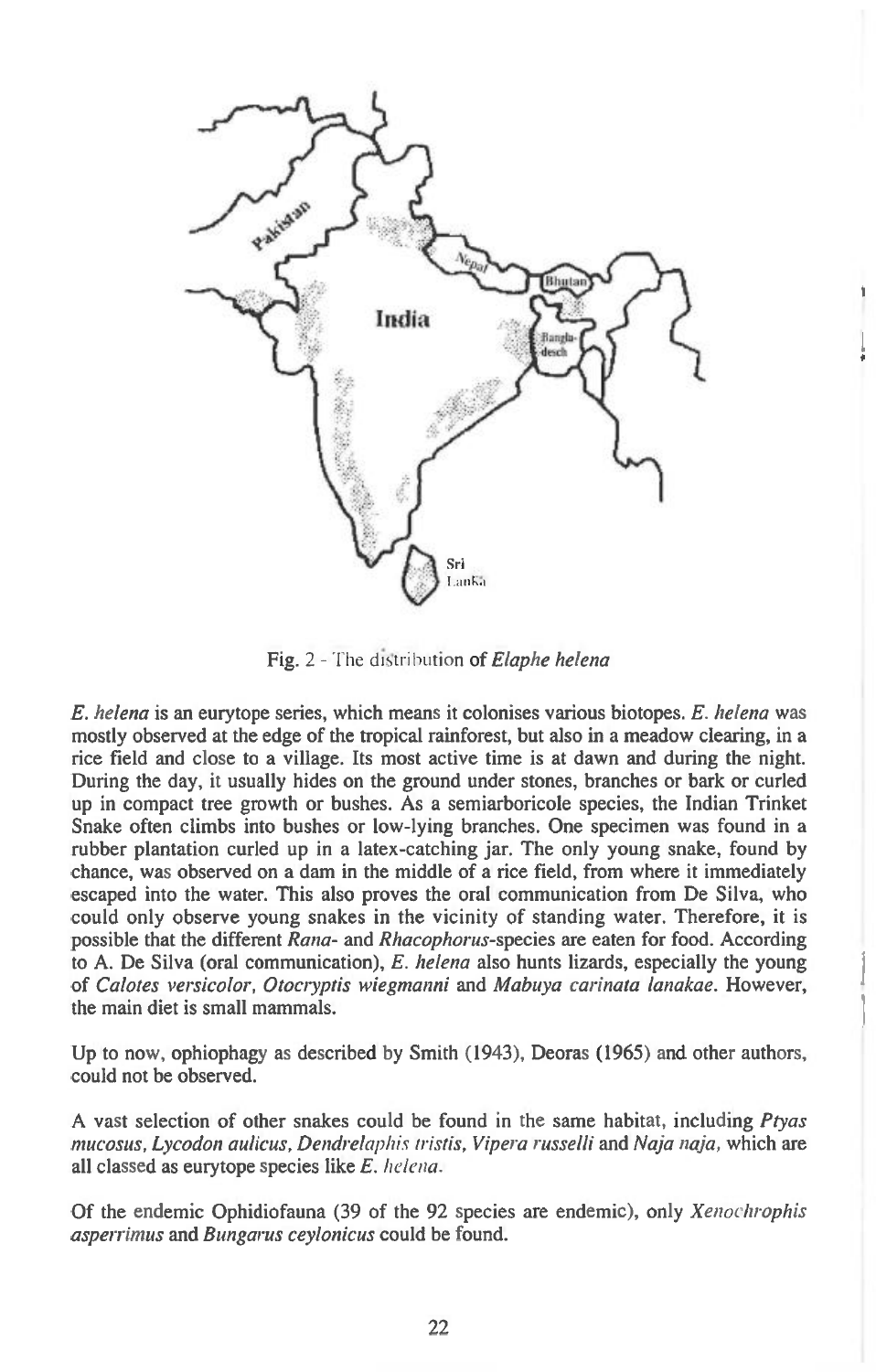Fig. 2 - The distribution of *Elaphe helena*

*E. helena* is an eurytope series, which means it colonises various biotopes. *E. helena* was mostly observed at the edge of the tropical rainforest, but also in a meadow clearing, in a rice field and close to a village. Its most active time is at dawn and during the night. During the day, it usually hides on the ground under stones, branches or bark or curled up in compact tree growth or bushes. As a semiarboricole species, the Indian Trinket Snake often climbs into bushes or low-lying branches. One specimen was found in a rubber plantation curled up in a latex-catching jar. The only young snake, found by chance, was observed on a dam in the middle of a rice field, from where it immediately escaped into the water. This also proves the oral communication from De Silva, who could only observe young snakes in the vicinity of standing water. Therefore, it is possible that the different *Rana*- and *Rhacophorus*-species are eaten for food. According to A. De Silva (oral communication), *E. helena* also hunts lizards, especially the young of *Calotes versicolor*, *Otocryptis wiegmanni* and *Mabuya carinata lanakae*. However, the main diet is small mammals.

Up to now, ophiophagy as described by Smith (1943), Deoras (1965) and other authors, could not be observed.

A vast selection of other snakes could be found in the same habitat, including *Ptyas mucosus*, *Lycodon aulicus*, *Dendrelaphis tristis*, *Vipera russelli* and *Naja naja*, which are all classed as eurytope species like *E. helena*.

Of the endemic Ophidiofauna (39 of the 92 species are endemic), only *Xenochrophis asperrimus* and *Bungarus ceylonicus* could be found.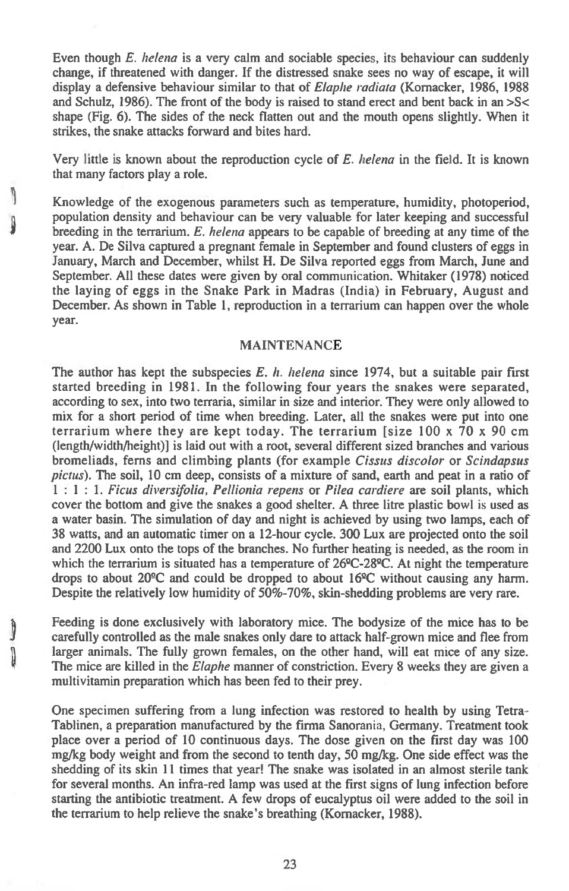Even though *E. helena* is a very calm and sociable species, its behaviour can suddenly change, if threatened with danger. If the distressed snake sees no way of escape, it will display a defensive behaviour similar to that of *Elaphe radiata* (Kornacker, 1986, 1988 and Schulz, 1986). The front of the body is raised to stand erect and bent back in an >S< shape (Fig. 6). The sides of the neck flatten out and the mouth opens slightly. When it strikes, the snake attacks forward and bites hard.

Very little is known about the reproduction cycle of *E. helena* in the field. It is known that many factors play a role.

Knowledge of the exogenous parameters such as temperature, humidity, photoperiod, population density and behaviour can be very valuable for later keeping and successful breeding in the terrarium. *E. helena* appears to be capable of breeding at any time of the year. A. De Silva captured a pregnant female in September and found clusters of eggs in January, March and December, whilst H. De Silva reported eggs from March, June and September. All these dates were given by oral communication. Whitaker (1978) noticed the laying of eggs in the Snake Park in Madras (India) in February, August and December. As shown in Table 1, reproduction in a terrarium can happen over the whole year.

## MAINTENANCE

The author has kept the subspecies *E. h. helena* since 1974, but a suitable pair first started breeding in 1981. In the following four years the snakes were separated, according to sex, into two terraria, similar in size and interior. They were only allowed to mix for a short period of time when breeding. Later, all the snakes were put into one terrarium where they are kept today. The terrarium [size 100 x 70 x 90 cm (length/width/height)] is laid out with a root, several different sized branches and various bromeliads, ferns and climbing plants (for example *Cissus discolor* or *Scindapsus pictus*). The soil, 10 cm deep, consists of a mixture of sand, earth and peat in a ratio of 1 : 1 : 1. *Ficus diversifolia, Pellionia repens* or *Pilea cardiere* are soil plants, which cover the bottom and give the snakes a good shelter. A three litre plastic bowl is used as a water basin. The simulation of day and night is achieved by using two lamps, each of 38 watts, and an automatic timer on a 12-hour cycle. 300 Lux are projected onto the soil and 2200 Lux onto the tops of the branches. No further heating is needed, as the room in which the terrarium is situated has a temperature of 26ºC-28ºC. At night the temperature drops to about 20ºC and could be dropped to about 16ºC without causing any harm. Despite the relatively low humidity of 50%-70%, skin-shedding problems are very rare.

Feeding is done exclusively with laboratory mice. The bodysize of the mice has to be carefully controlled as the male snakes only dare to attack half-grown mice and flee from larger animals. The fully grown females, on the other hand, will eat mice of any size. The mice are killed in the *Elaphe* manner of constriction. Every 8 weeks they are given a multivitamin preparation which has been fed to their prey.

One specimen suffering from a lung infection was restored to health by using Tetra-Tablinen, a preparation manufactured by the firma Sanorania, Germany. Treatment took place over a period of 10 continuous days. The dose given on the first day was 100 mg/kg body weight and from the second to tenth day, 50 mg/kg. One side effect was the shedding of its skin 11 times that year! The snake was isolated in an almost sterile tank for several months. An infra-red lamp was used at the first signs of lung infection before starting the antibiotic treatment. A few drops of eucalyptus oil were added to the soil in the terrarium to help relieve the snake's breathing (Kornacker, 1988).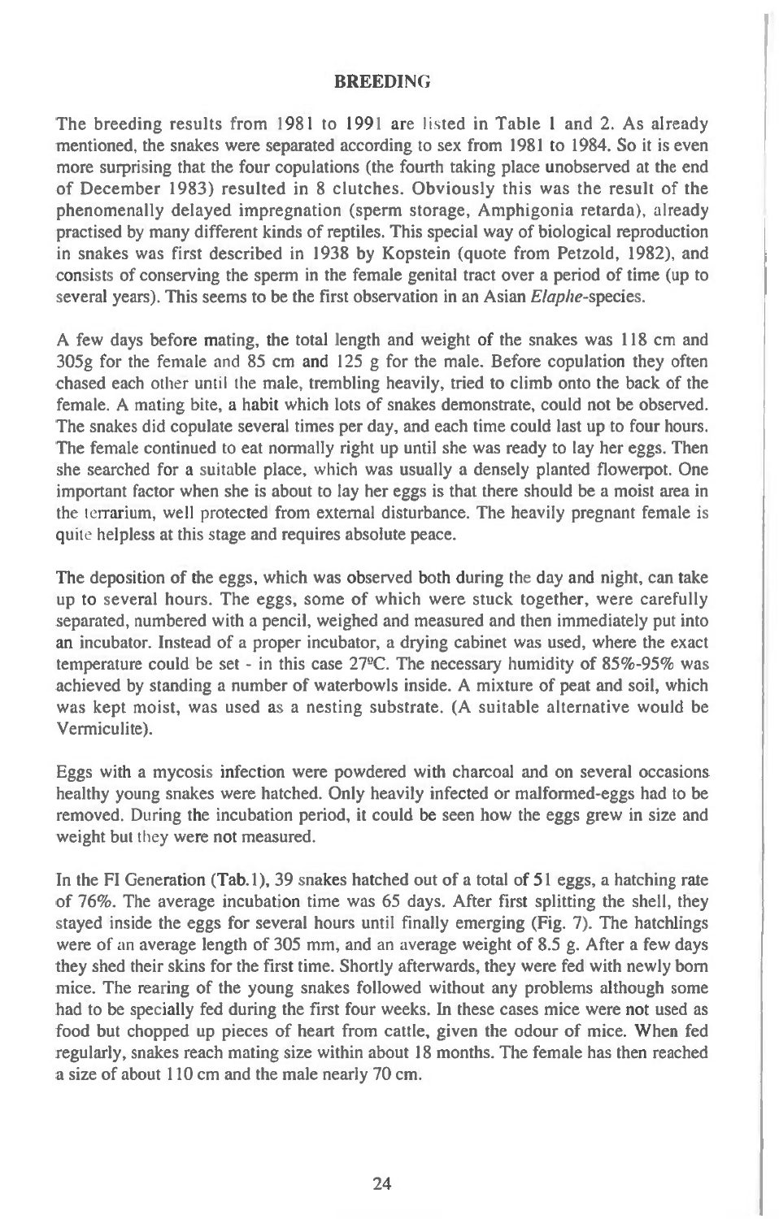## BREEDING

The breeding results from 1981 to 1991 are listed in Table 1 and 2. As already mentioned, the snakes were separated according to sex from 1981 to 1984. So it is even more surprising that the four copulations (the fourth taking place unobserved at the end of December 1983) resulted in 8 clutches. Obviously this was the result of the phenomenally delayed impregnation (sperm storage, Amphigonia retarda), already practised by many different kinds of reptiles. This special way of biological reproduction in snakes was first described in 1938 by Kopstein (quote from Petzold, 1982), and consists of conserving the sperm in the female genital tract over a period of time (up to several years). This seems to be the first observation in an Asian *Elaphe*-species.

A few days before mating, the total length and weight of the snakes was 118 cm and 305g for the female and 85 cm and 125 g for the male. Before copulation they often chased each other until the male, trembling heavily, tried to climb onto the back of the female. A mating bite, a habit which lots of snakes demonstrate, could not be observed. The snakes did copulate several times per day, and each time could last up to four hours. The female continued to eat normally right up until she was ready to lay her eggs. Then she searched for a suitable place, which was usually a densely planted flowerpot. One important factor when she is about to lay her eggs is that there should be a moist area in the terrarium, well protected from external disturbance. The heavily pregnant female is quite helpless at this stage and requires absolute peace.

The deposition of the eggs, which was observed both during the day and night, can take up to several hours. The eggs, some of which were stuck together, were carefully separated, numbered with a pencil, weighed and measured and then immediately put into an incubator. Instead of a proper incubator, a drying cabinet was used, where the exact temperature could be set - in this case 27ºC. The necessary humidity of 85%-95% was achieved by standing a number of waterbowls inside. A mixture of peat and soil, which was kept moist, was used as a nesting substrate. (A suitable alternative would be Vermiculite).

Eggs with a mycosis infection were powdered with charcoal and on several occasions healthy young snakes were hatched. Only heavily infected or malformed-eggs had to be removed. During the incubation period, it could be seen how the eggs grew in size and weight but they were not measured.

In the Fl Generation (Tab.1), 39 snakes hatched out of a total of 51 eggs, a hatching rate of 76%. The average incubation time was 65 days. After first splitting the shell, they stayed inside the eggs for several hours until finally emerging (Fig. 7). The hatchlings were of an average length of 305 mm, and an average weight of 8.5 g. After a few days they shed their skins for the first time. Shortly afterwards, they were fed with newly born mice. The rearing of the young snakes followed without any problems although some had to be specially fed during the first four weeks. In these cases mice were not used as food but chopped up pieces of heart from cattle, given the odour of mice. When fed regularly, snakes reach mating size within about 18 months. The female has then reached a size of about 110 cm and the male nearly 70 cm.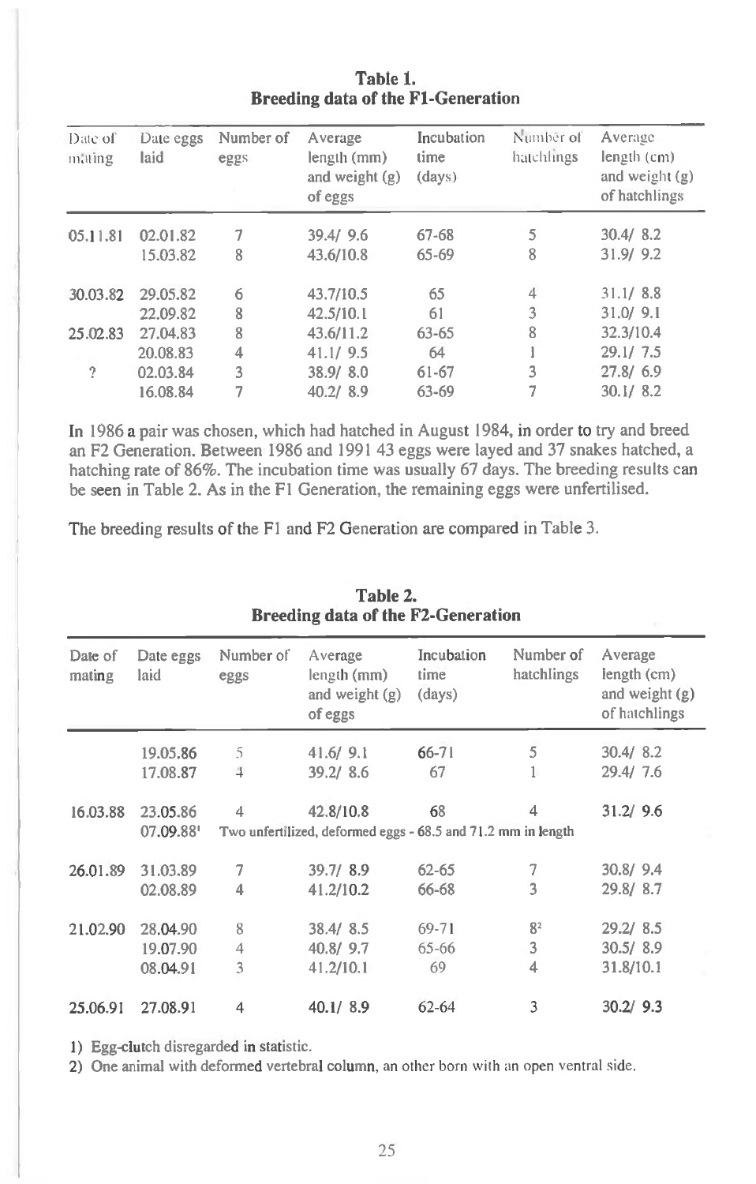**Table 1.**
**Breeding data of the F1-Generation**

| Date of mating | Date eggs laid | Number of eggs | Average length (mm) and weight (g) of eggs | Incubation time (days) | Number of hatchlings | Average length (cm) and weight (g) of hatchlings |
|---|---|---|---|---|---|---|
| 05.11.81 | 02.01.82 | 7 | 39.4/ 9.6 | 67-68 | 5 | 30.4/ 8.2 |
| | 15.03.82 | 8 | 43.6/10.8 | 65-69 | 8 | 31.9/ 9.2 |
| 30.03.82 | 29.05.82 | 6 | 43.7/10.5 | 65 | 4 | 31.1/ 8.8 |
| | 22.09.82 | 8 | 42.5/10.1 | 61 | 3 | 31.0/ 9.1 |
| 25.02.83 | 27.04.83 | 8 | 43.6/11.2 | 63-65 | 8 | 32.3/10.4 |
| | 20.08.83 | 4 | 41.1/ 9.5 | 64 | 1 | 29.1/ 7.5 |
| ? | 02.03.84 | 3 | 38.9/ 8.0 | 61-67 | 3 | 27.8/ 6.9 |
| | 16.08.84 | 7 | 40.2/ 8.9 | 63-69 | 7 | 30.1/ 8.2 |

In 1986 a pair was chosen, which had hatched in August 1984, in order to try and breed an F2 Generation. Between 1986 and 1991 43 eggs were layed and 37 snakes hatched, a hatching rate of 86%. The incubation time was usually 67 days. The breeding results can be seen in Table 2. As in the F1 Generation, the remaining eggs were unfertilised.

The breeding results of the F1 and F2 Generation are compared in Table 3.

**Table 2.**
**Breeding data of the F2-Generation**

| Date of mating | Date eggs laid | Number of eggs | Average length (mm) and weight (g) of eggs | Incubation time (days) | Number of hatchlings | Average length (cm) and weight (g) of hatchlings |
|---|---|---|---|---|---|---|
| | 19.05.86 | 5 | 41.6/ 9.1 | 66-71 | 5 | 30.4/ 8.2 |
| | 17.08.87 | 4 | 39.2/ 8.6 | 67 | 1 | 29.4/ 7.6 |
| 16.03.88 | 23.05.86 | 4 | 42.8/10.8 | 68 | 4 | 31.2/ 9.6 |
| | 07.09.88[1] | Two unfertilized, deformed eggs - 68.5 and 71.2 mm in length | | | | |
| 26.01.89 | 31.03.89 | 7 | 39.7/ 8.9 | 62-65 | 7 | 30.8/ 9.4 |
| | 02.08.89 | 4 | 41.2/10.2 | 66-68 | 3 | 29.8/ 8.7 |
| 21.02.90 | 28.04.90 | 8 | 38.4/ 8.5 | 69-71 | 8[2] | 29.2/ 8.5 |
| | 19.07.90 | 4 | 40.8/ 9.7 | 65-66 | 3 | 30.5/ 8.9 |
| | 08.04.91 | 3 | 41.2/10.1 | 69 | 4 | 31.8/10.1 |
| 25.06.91 | 27.08.91 | 4 | 40.1/ 8.9 | 62-64 | 3 | 30.2/ 9.3 |

1) Egg-clutch disregarded in statistic.

2) One animal with deformed vertebral column, an other born with an open ventral side.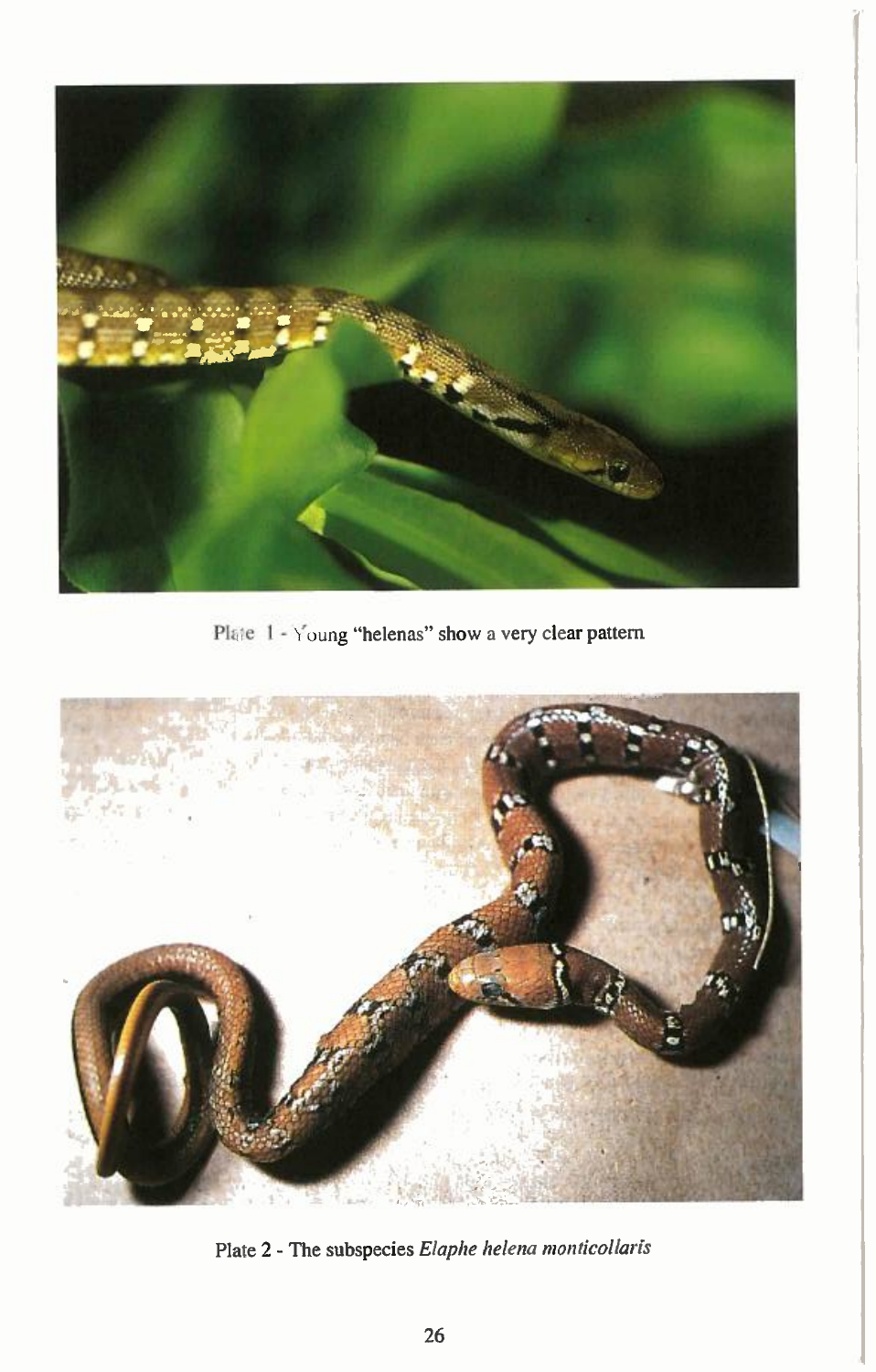Plate 1 - Young "helenas" show a very clear pattern

Plate 2 - The subspecies *Elaphe helena monticollaris*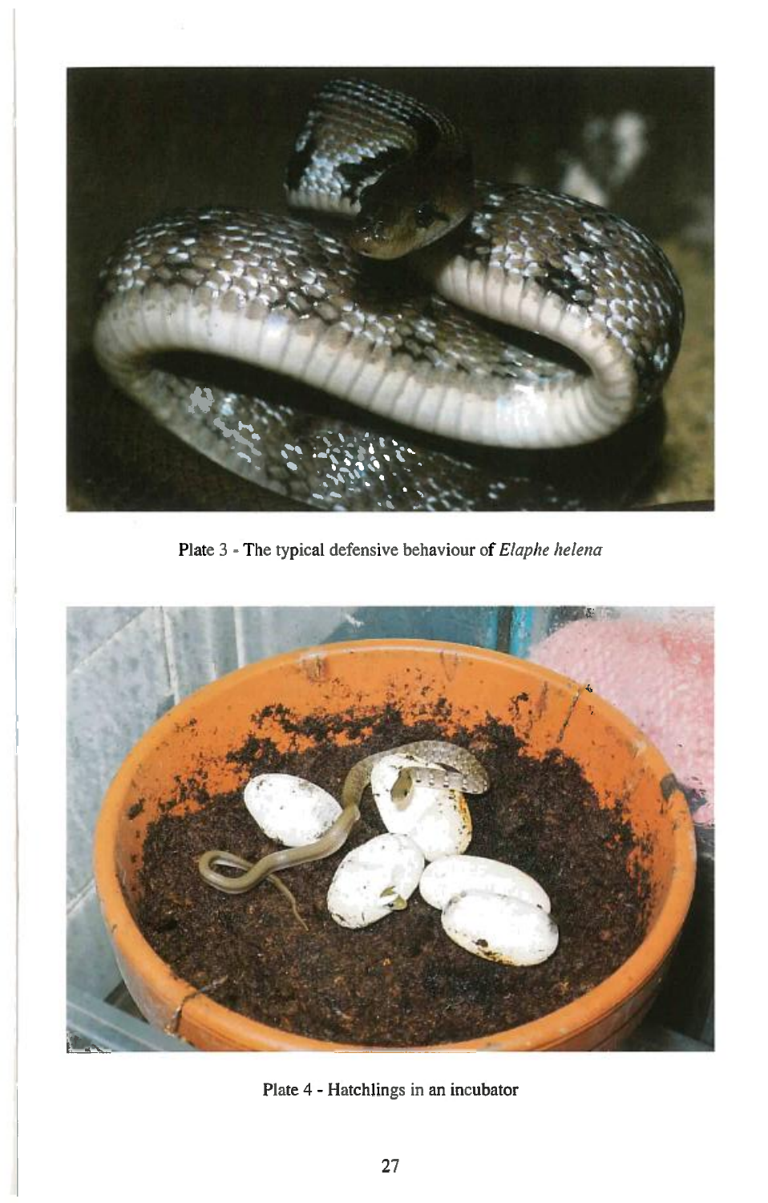Plate 3 - The typical defensive behaviour of *Elaphe helena*

Plate 4 - Hatchlings in an incubator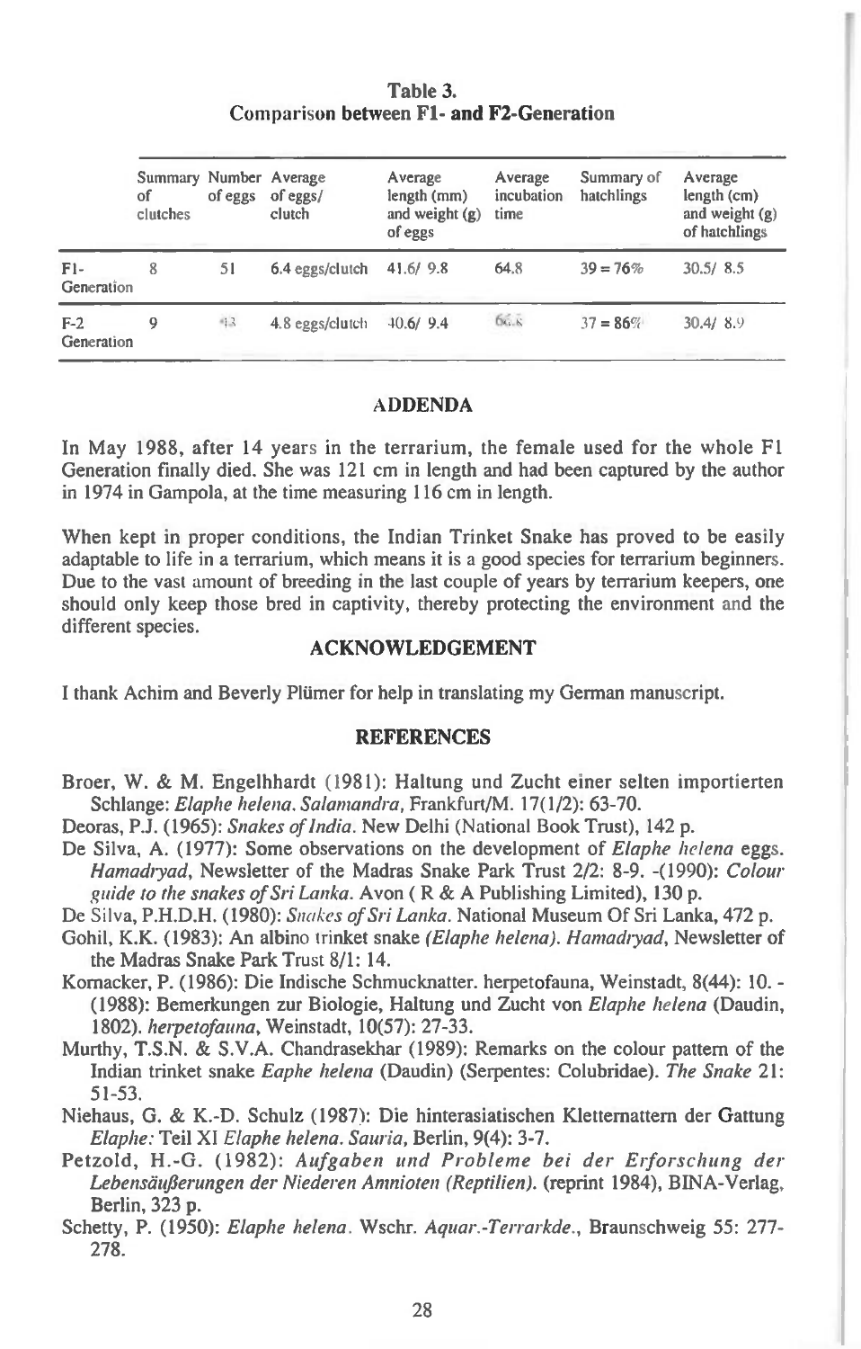**Table 3.**
**Comparison between F1- and F2-Generation**

| | Summary of clutches | Number of eggs | Average of eggs/ clutch | Average length (mm) and weight (g) of eggs | Average incubation time | Summary of hatchlings | Average length (cm) and weight (g) of hatchlings |
|---|---|---|---|---|---|---|---|
| F1-Generation | 8 | 51 | 6.4 eggs/clutch | 41.6/ 9.8 | 64.8 | 39 = 76% | 30.5/ 8.5 |
| F-2 Generation | 9 | 43 | 4.8 eggs/clutch | 40.6/ 9.4 | 66.8 | 37 = 86% | 30.4/ 8.9 |

## ADDENDA

In May 1988, after 14 years in the terrarium, the female used for the whole F1 Generation finally died. She was 121 cm in length and had been captured by the author in 1974 in Gampola, at the time measuring 116 cm in length.

When kept in proper conditions, the Indian Trinket Snake has proved to be easily adaptable to life in a terrarium, which means it is a good species for terrarium beginners. Due to the vast amount of breeding in the last couple of years by terrarium keepers, one should only keep those bred in captivity, thereby protecting the environment and the different species.

## ACKNOWLEDGEMENT

I thank Achim and Beverly Plümer for help in translating my German manuscript.

## REFERENCES

Broer, W. & M. Engelhhardt (1981): Haltung und Zucht einer selten importierten Schlange: *Elaphe helena*. *Salamandra*, Frankfurt/M. 17(1/2): 63-70.

Deoras, P.J. (1965): *Snakes of India*. New Delhi (National Book Trust), 142 p.

De Silva, A. (1977): Some observations on the development of *Elaphe helena* eggs. *Hamadryad*, Newsletter of the Madras Snake Park Trust 2/2: 8-9. -(1990): *Colour guide to the snakes of Sri Lanka*. Avon ( R & A Publishing Limited), 130 p.

De Silva, P.H.D.H. (1980): *Snakes of Sri Lanka*. National Museum Of Sri Lanka, 472 p.

Gohil, K.K. (1983): An albino trinket snake *(Elaphe helena)*. *Hamadryad*, Newsletter of the Madras Snake Park Trust 8/1: 14.

Kornacker, P. (1986): Die Indische Schmucknatter. herpetofauna, Weinstadt, 8(44): 10. - (1988): Bemerkungen zur Biologie, Haltung und Zucht von *Elaphe helena* (Daudin, 1802). *herpetofauna*, Weinstadt, 10(57): 27-33.

Murthy, T.S.N. & S.V.A. Chandrasekhar (1989): Remarks on the colour pattern of the Indian trinket snake *Eaphe helena* (Daudin) (Serpentes: Colubridae). *The Snake* 21: 51-53.

Niehaus, G. & K.-D. Schulz (1987): Die hinterasiatischen Kletternattern der Gattung *Elaphe:* Teil XI *Elaphe helena*. *Sauria*, Berlin, 9(4): 3-7.

Petzold, H.-G. (1982): *Aufgaben und Probleme bei der Erforschung der Lebensäußerungen der Niederen Amnioten (Reptilien)*. (reprint 1984), BINA-Verlag, Berlin, 323 p.

Schetty, P. (1950): *Elaphe helena*. Wschr. *Aquar.-Terrarkde.*, Braunschweig 55: 277-278.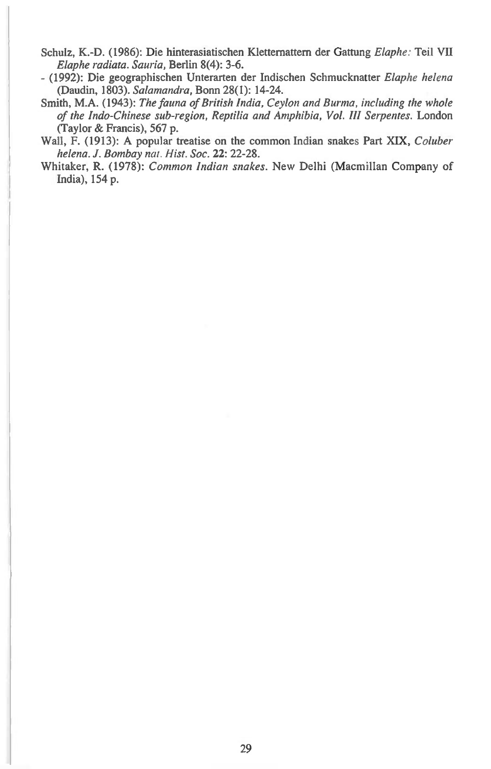Schulz, K.-D. (1986): Die hinterasiatischen Kletternattern der Gattung *Elaphe:* Teil VII *Elaphe radiata*. *Sauria*, Berlin 8(4): 3-6.

- (1992): Die geographischen Unterarten der Indischen Schmucknatter *Elaphe helena* (Daudin, 1803). *Salamandra*, Bonn 28(1): 14-24.

Smith, M.A. (1943): *The fauna of British India, Ceylon and Burma, including the whole of the Indo-Chinese sub-region, Reptilia and Amphibia, Vol. III Serpentes*. London (Taylor & Francis), 567 p.

Wall, F. (1913): A popular treatise on the common Indian snakes Part XIX, *Coluber helena*. *J. Bombay nat. Hist. Soc.* **22**: 22-28.

Whitaker, R. (1978): *Common Indian snakes*. New Delhi (Macmillan Company of India), 154 p.